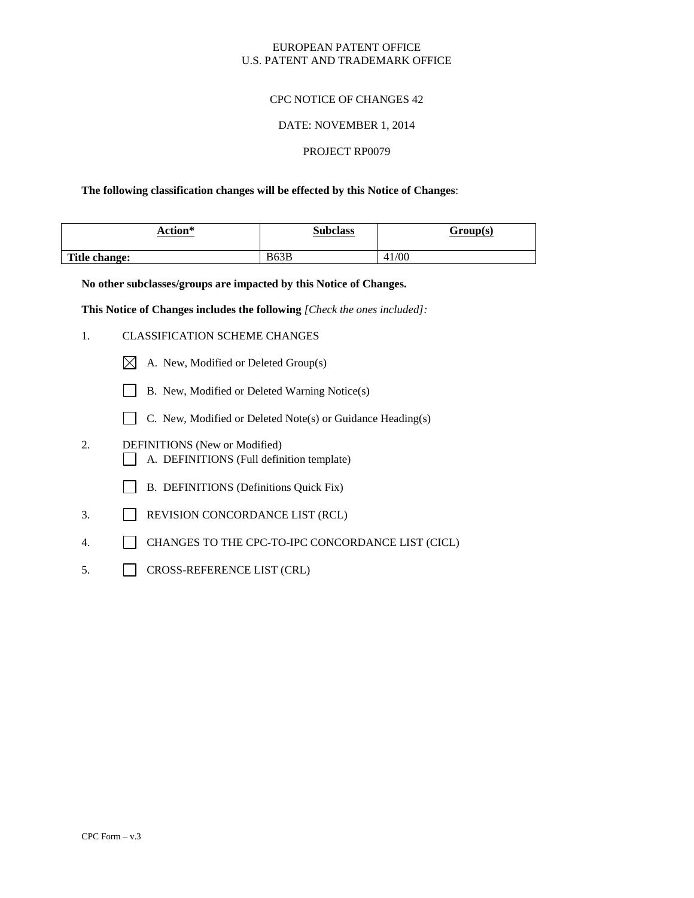EUROPEAN PATENT OFFICE
U.S. PATENT AND TRADEMARK OFFICE

CPC NOTICE OF CHANGES 42

DATE: NOVEMBER 1, 2014

PROJECT RP0079

**The following classification changes will be effected by this Notice of Changes**:

| Action* | Subclass | Group(s) |
|---|---|---|
| **Title change:** | B63B | 41/00 |

**No other subclasses/groups are impacted by this Notice of Changes.**

**This Notice of Changes includes the following** *[Check the ones included]:*

1. CLASSIFICATION SCHEME CHANGES

   ☒ A. New, Modified or Deleted Group(s)

   ☐ B. New, Modified or Deleted Warning Notice(s)

   ☐ C. New, Modified or Deleted Note(s) or Guidance Heading(s)

2. DEFINITIONS (New or Modified)

   ☐ A. DEFINITIONS (Full definition template)

   ☐ B. DEFINITIONS (Definitions Quick Fix)

3. ☐ REVISION CONCORDANCE LIST (RCL)

4. ☐ CHANGES TO THE CPC-TO-IPC CONCORDANCE LIST (CICL)

5. ☐ CROSS-REFERENCE LIST (CRL)

CPC Form – v.3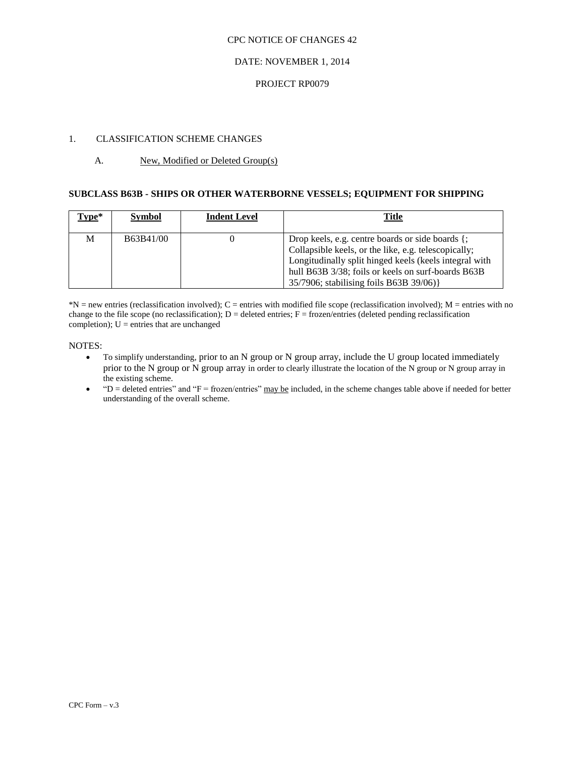CPC NOTICE OF CHANGES 42

DATE: NOVEMBER 1, 2014

PROJECT RP0079

1. CLASSIFICATION SCHEME CHANGES

A. New, Modified or Deleted Group(s)

**SUBCLASS B63B - SHIPS OR OTHER WATERBORNE VESSELS; EQUIPMENT FOR SHIPPING**

| **Type*** | **Symbol** | **Indent Level** | **Title** |
|---|---|---|---|
| M | B63B41/00 | 0 | Drop keels, e.g. centre boards or side boards {; Collapsible keels, or the like, e.g. telescopically; Longitudinally split hinged keels (keels integral with hull B63B 3/38; foils or keels on surf-boards B63B 35/7906; stabilising foils B63B 39/06)} |

*N = new entries (reclassification involved); C = entries with modified file scope (reclassification involved); M = entries with no change to the file scope (no reclassification); D = deleted entries; F = frozen/entries (deleted pending reclassification completion); U = entries that are unchanged

NOTES:

- To simplify understanding, prior to an N group or N group array, include the U group located immediately prior to the N group or N group array in order to clearly illustrate the location of the N group or N group array in the existing scheme.
- "D = deleted entries" and "F = frozen/entries" may be included, in the scheme changes table above if needed for better understanding of the overall scheme.

CPC Form – v.3